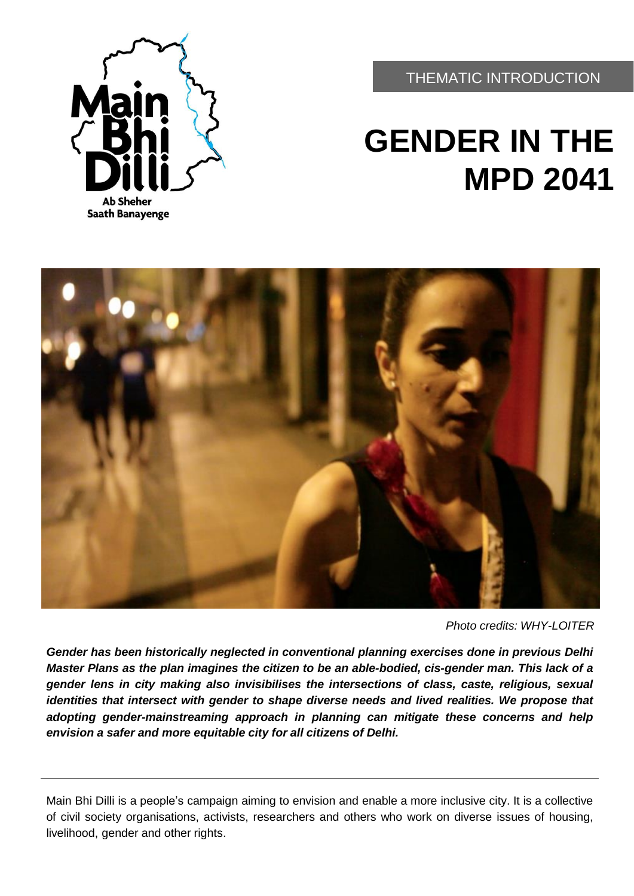THEMATIC INTRODUCTION

# GENDER IN THE MPD 2041

*Photo credits: WHY-LOITER*

***Gender has been historically neglected in conventional planning exercises done in previous Delhi Master Plans as the plan imagines the citizen to be an able-bodied, cis-gender man. This lack of a gender lens in city making also invisibilises the intersections of class, caste, religious, sexual identities that intersect with gender to shape diverse needs and lived realities. We propose that adopting gender-mainstreaming approach in planning can mitigate these concerns and help envision a safer and more equitable city for all citizens of Delhi.***

---

Main Bhi Dilli is a people's campaign aiming to envision and enable a more inclusive city. It is a collective of civil society organisations, activists, researchers and others who work on diverse issues of housing, livelihood, gender and other rights.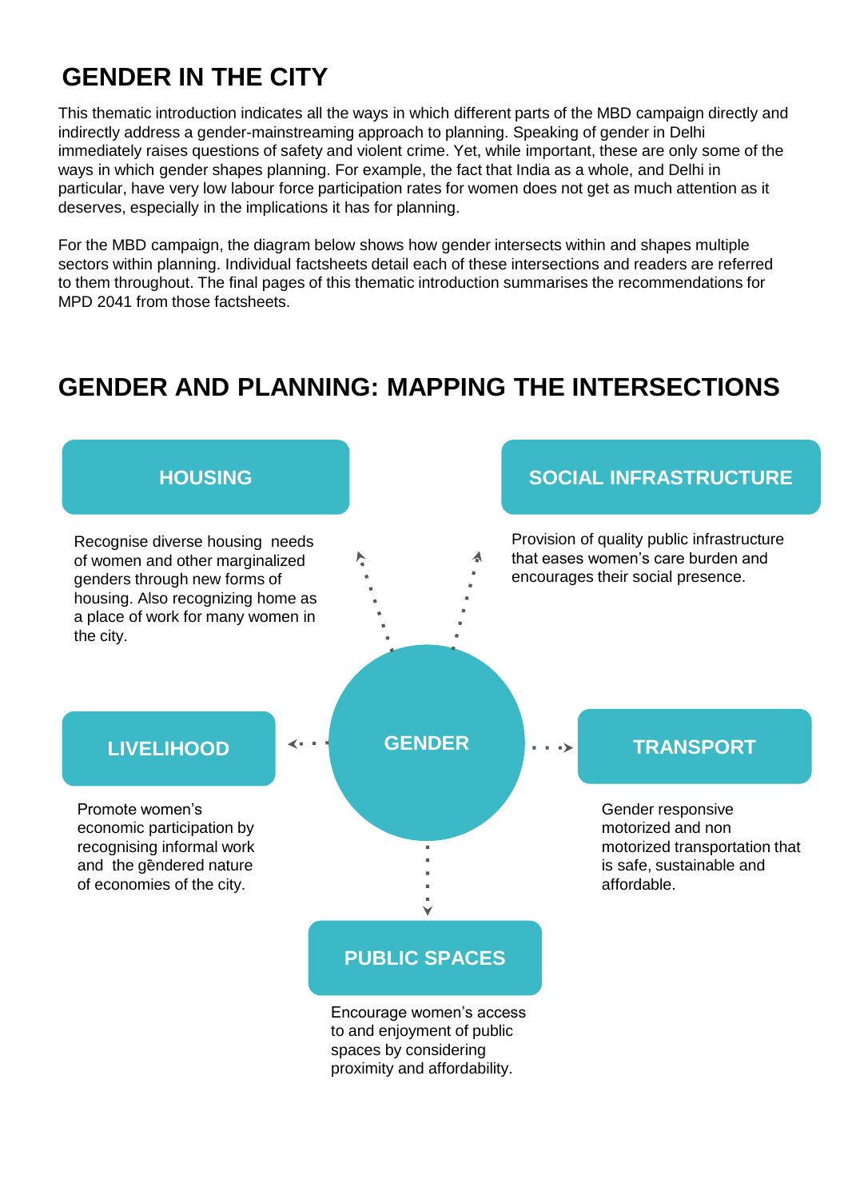# GENDER IN THE CITY

This thematic introduction indicates all the ways in which different parts of the MBD campaign directly and indirectly address a gender-mainstreaming approach to planning. Speaking of gender in Delhi immediately raises questions of safety and violent crime. Yet, while important, these are only some of the ways in which gender shapes planning. For example, the fact that India as a whole, and Delhi in particular, have very low labour force participation rates for women does not get as much attention as it deserves, especially in the implications it has for planning.

For the MBD campaign, the diagram below shows how gender intersects within and shapes multiple sectors within planning. Individual factsheets detail each of these intersections and readers are referred to them throughout. The final pages of this thematic introduction summarises the recommendations for MPD 2041 from those factsheets.

# GENDER AND PLANNING: MAPPING THE INTERSECTIONS

**GENDER**

**HOUSING**

Recognise diverse housing needs of women and other marginalized genders through new forms of housing. Also recognizing home as a place of work for many women in the city.

**SOCIAL INFRASTRUCTURE**

Provision of quality public infrastructure that eases women's care burden and encourages their social presence.

**LIVELIHOOD**

Promote women's economic participation by recognising informal work and the gēndered nature of economies of the city.

**TRANSPORT**

Gender responsive motorized and non motorized transportation that is safe, sustainable and affordable.

**PUBLIC SPACES**

Encourage women's access to and enjoyment of public spaces by considering proximity and affordability.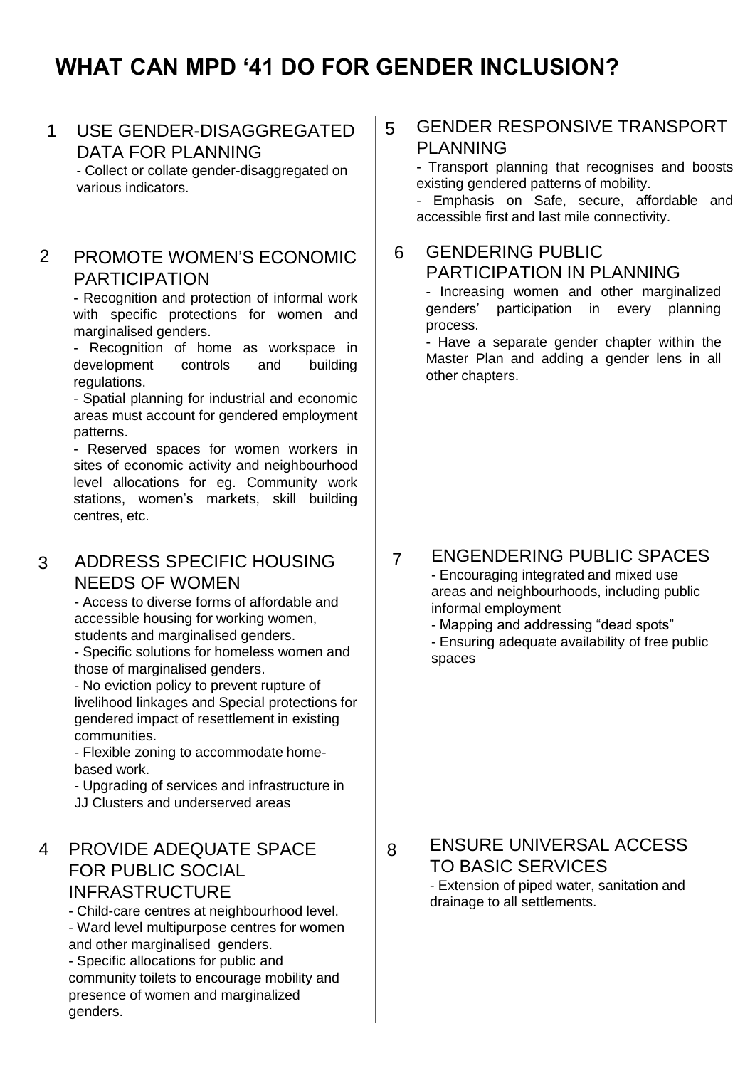# WHAT CAN MPD '41 DO FOR GENDER INCLUSION?

## 1 USE GENDER-DISAGGREGATED DATA FOR PLANNING

- Collect or collate gender-disaggregated on various indicators.

## 2 PROMOTE WOMEN'S ECONOMIC PARTICIPATION

- Recognition and protection of informal work with specific protections for women and marginalised genders.
- Recognition of home as workspace in development controls and building regulations.
- Spatial planning for industrial and economic areas must account for gendered employment patterns.
- Reserved spaces for women workers in sites of economic activity and neighbourhood level allocations for eg. Community work stations, women's markets, skill building centres, etc.

## 3 ADDRESS SPECIFIC HOUSING NEEDS OF WOMEN

- Access to diverse forms of affordable and accessible housing for working women, students and marginalised genders.
- Specific solutions for homeless women and those of marginalised genders.
- No eviction policy to prevent rupture of livelihood linkages and Special protections for gendered impact of resettlement in existing communities.
- Flexible zoning to accommodate home-based work.
- Upgrading of services and infrastructure in JJ Clusters and underserved areas

## 4 PROVIDE ADEQUATE SPACE FOR PUBLIC SOCIAL INFRASTRUCTURE

- Child-care centres at neighbourhood level.
- Ward level multipurpose centres for women and other marginalised genders.
- Specific allocations for public and community toilets to encourage mobility and presence of women and marginalized genders.

## 5 GENDER RESPONSIVE TRANSPORT PLANNING

- Transport planning that recognises and boosts existing gendered patterns of mobility.
- Emphasis on Safe, secure, affordable and accessible first and last mile connectivity.

## 6 GENDERING PUBLIC PARTICIPATION IN PLANNING

- Increasing women and other marginalized genders' participation in every planning process.
- Have a separate gender chapter within the Master Plan and adding a gender lens in all other chapters.

## 7 ENGENDERING PUBLIC SPACES

- Encouraging integrated and mixed use areas and neighbourhoods, including public informal employment
- Mapping and addressing "dead spots"
- Ensuring adequate availability of free public spaces

## 8 ENSURE UNIVERSAL ACCESS TO BASIC SERVICES

- Extension of piped water, sanitation and drainage to all settlements.